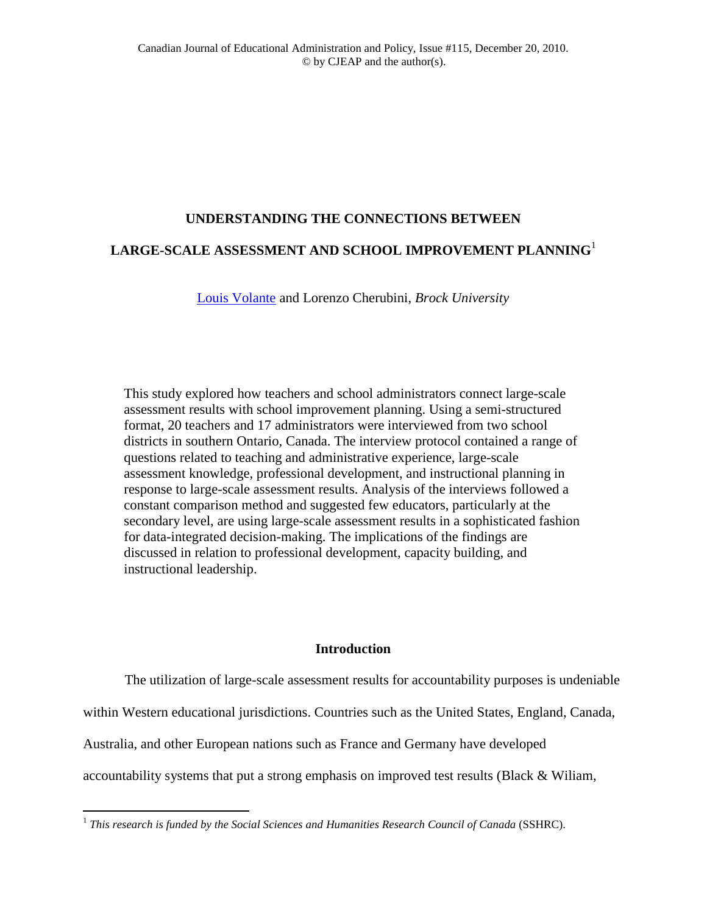# UNDERSTANDING THE CONNECTIONS BETWEEN LARGE-SCALE ASSESSMENT AND SCHOOL IMPROVEMENT PLANNING[1]

Louis Volante and Lorenzo Cherubini, *Brock University*

This study explored how teachers and school administrators connect large-scale assessment results with school improvement planning. Using a semi-structured format, 20 teachers and 17 administrators were interviewed from two school districts in southern Ontario, Canada. The interview protocol contained a range of questions related to teaching and administrative experience, large-scale assessment knowledge, professional development, and instructional planning in response to large-scale assessment results. Analysis of the interviews followed a constant comparison method and suggested few educators, particularly at the secondary level, are using large-scale assessment results in a sophisticated fashion for data-integrated decision-making. The implications of the findings are discussed in relation to professional development, capacity building, and instructional leadership.

## Introduction

The utilization of large-scale assessment results for accountability purposes is undeniable within Western educational jurisdictions. Countries such as the United States, England, Canada, Australia, and other European nations such as France and Germany have developed accountability systems that put a strong emphasis on improved test results (Black & Wiliam,

---

[1] *This research is funded by the Social Sciences and Humanities Research Council of Canada* (SSHRC).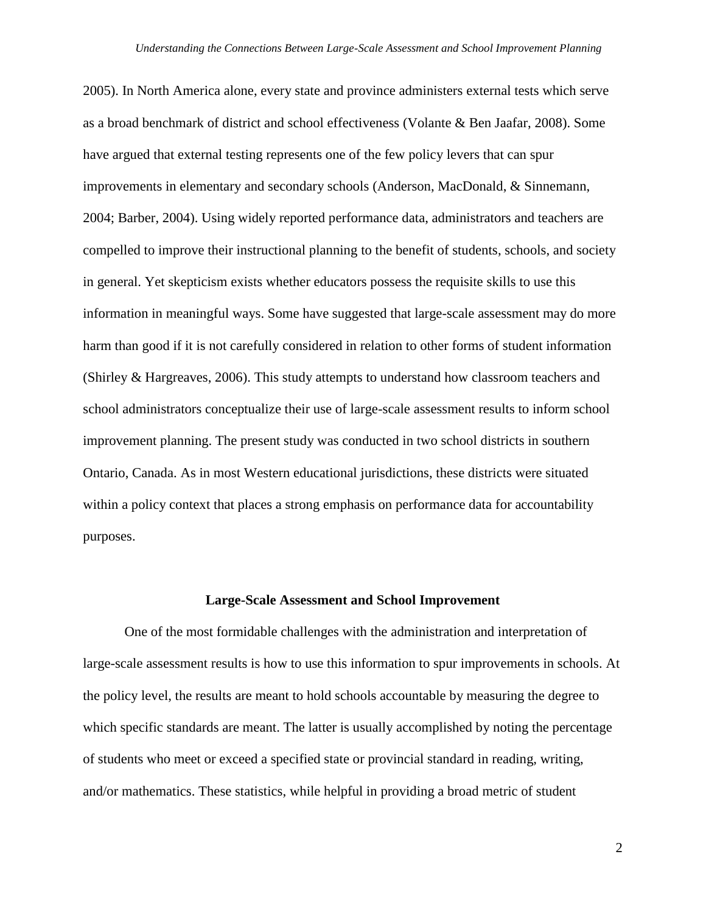2005). In North America alone, every state and province administers external tests which serve as a broad benchmark of district and school effectiveness (Volante & Ben Jaafar, 2008). Some have argued that external testing represents one of the few policy levers that can spur improvements in elementary and secondary schools (Anderson, MacDonald, & Sinnemann, 2004; Barber, 2004). Using widely reported performance data, administrators and teachers are compelled to improve their instructional planning to the benefit of students, schools, and society in general. Yet skepticism exists whether educators possess the requisite skills to use this information in meaningful ways. Some have suggested that large-scale assessment may do more harm than good if it is not carefully considered in relation to other forms of student information (Shirley & Hargreaves, 2006). This study attempts to understand how classroom teachers and school administrators conceptualize their use of large-scale assessment results to inform school improvement planning. The present study was conducted in two school districts in southern Ontario, Canada. As in most Western educational jurisdictions, these districts were situated within a policy context that places a strong emphasis on performance data for accountability purposes.

## Large-Scale Assessment and School Improvement

One of the most formidable challenges with the administration and interpretation of large-scale assessment results is how to use this information to spur improvements in schools. At the policy level, the results are meant to hold schools accountable by measuring the degree to which specific standards are meant. The latter is usually accomplished by noting the percentage of students who meet or exceed a specified state or provincial standard in reading, writing, and/or mathematics. These statistics, while helpful in providing a broad metric of student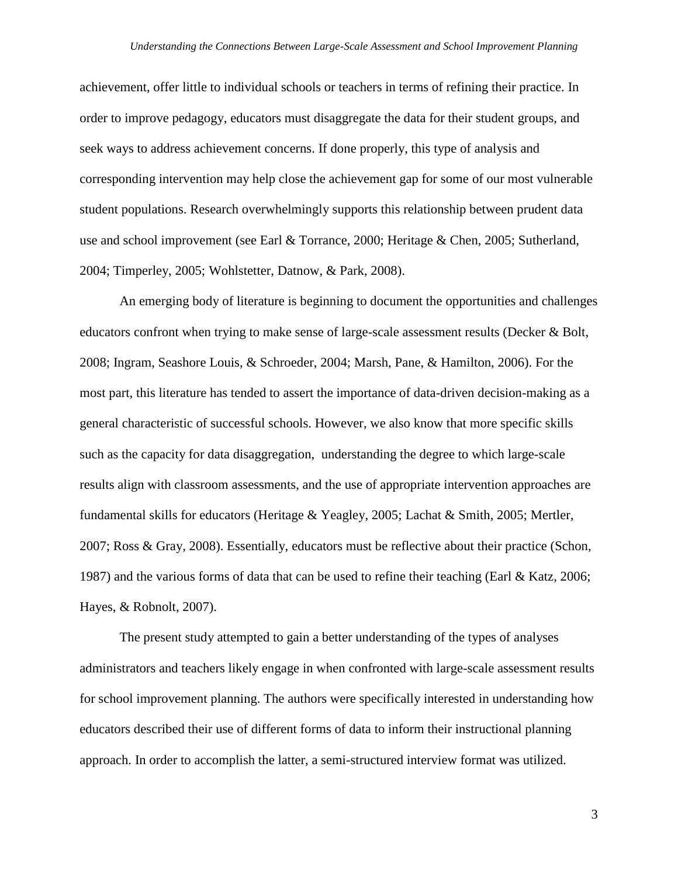achievement, offer little to individual schools or teachers in terms of refining their practice. In order to improve pedagogy, educators must disaggregate the data for their student groups, and seek ways to address achievement concerns. If done properly, this type of analysis and corresponding intervention may help close the achievement gap for some of our most vulnerable student populations. Research overwhelmingly supports this relationship between prudent data use and school improvement (see Earl & Torrance, 2000; Heritage & Chen, 2005; Sutherland, 2004; Timperley, 2005; Wohlstetter, Datnow, & Park, 2008).

An emerging body of literature is beginning to document the opportunities and challenges educators confront when trying to make sense of large-scale assessment results (Decker & Bolt, 2008; Ingram, Seashore Louis, & Schroeder, 2004; Marsh, Pane, & Hamilton, 2006). For the most part, this literature has tended to assert the importance of data-driven decision-making as a general characteristic of successful schools. However, we also know that more specific skills such as the capacity for data disaggregation, understanding the degree to which large-scale results align with classroom assessments, and the use of appropriate intervention approaches are fundamental skills for educators (Heritage & Yeagley, 2005; Lachat & Smith, 2005; Mertler, 2007; Ross & Gray, 2008). Essentially, educators must be reflective about their practice (Schon, 1987) and the various forms of data that can be used to refine their teaching (Earl & Katz, 2006; Hayes, & Robnolt, 2007).

The present study attempted to gain a better understanding of the types of analyses administrators and teachers likely engage in when confronted with large-scale assessment results for school improvement planning. The authors were specifically interested in understanding how educators described their use of different forms of data to inform their instructional planning approach. In order to accomplish the latter, a semi-structured interview format was utilized.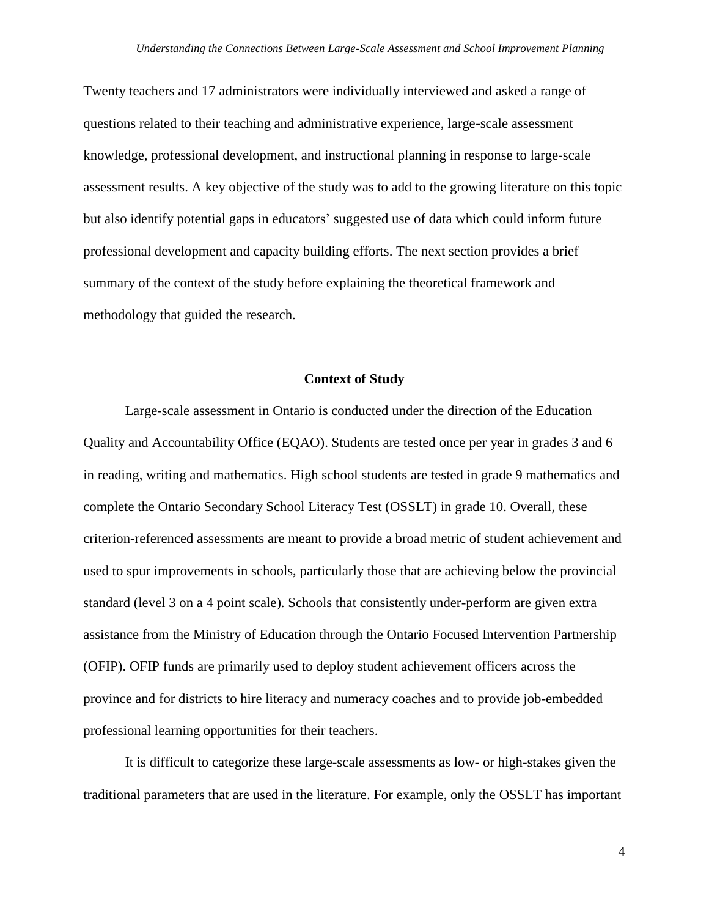Twenty teachers and 17 administrators were individually interviewed and asked a range of questions related to their teaching and administrative experience, large-scale assessment knowledge, professional development, and instructional planning in response to large-scale assessment results. A key objective of the study was to add to the growing literature on this topic but also identify potential gaps in educators' suggested use of data which could inform future professional development and capacity building efforts. The next section provides a brief summary of the context of the study before explaining the theoretical framework and methodology that guided the research.

## Context of Study

Large-scale assessment in Ontario is conducted under the direction of the Education Quality and Accountability Office (EQAO). Students are tested once per year in grades 3 and 6 in reading, writing and mathematics. High school students are tested in grade 9 mathematics and complete the Ontario Secondary School Literacy Test (OSSLT) in grade 10. Overall, these criterion-referenced assessments are meant to provide a broad metric of student achievement and used to spur improvements in schools, particularly those that are achieving below the provincial standard (level 3 on a 4 point scale). Schools that consistently under-perform are given extra assistance from the Ministry of Education through the Ontario Focused Intervention Partnership (OFIP). OFIP funds are primarily used to deploy student achievement officers across the province and for districts to hire literacy and numeracy coaches and to provide job-embedded professional learning opportunities for their teachers.

It is difficult to categorize these large-scale assessments as low- or high-stakes given the traditional parameters that are used in the literature. For example, only the OSSLT has important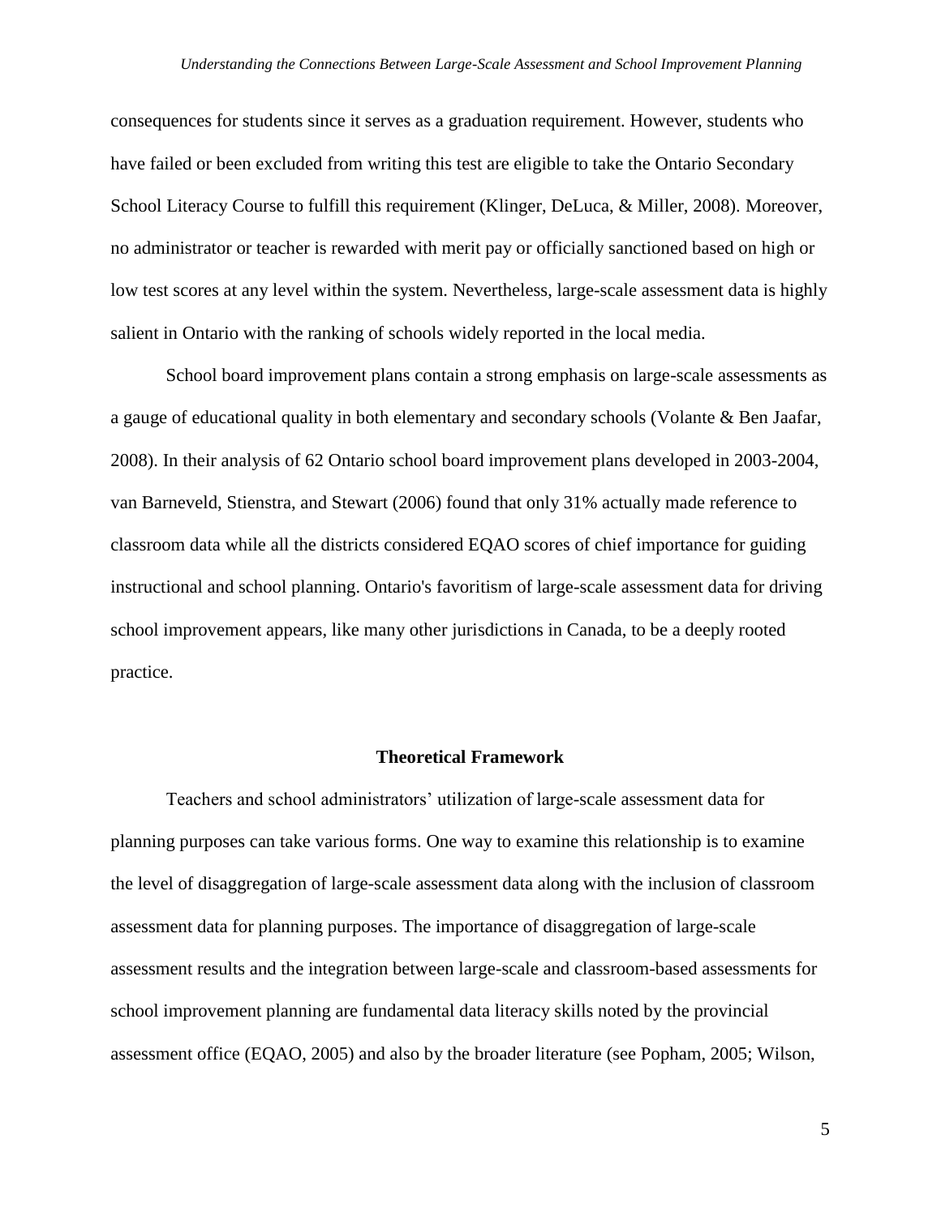consequences for students since it serves as a graduation requirement. However, students who have failed or been excluded from writing this test are eligible to take the Ontario Secondary School Literacy Course to fulfill this requirement (Klinger, DeLuca, & Miller, 2008). Moreover, no administrator or teacher is rewarded with merit pay or officially sanctioned based on high or low test scores at any level within the system. Nevertheless, large-scale assessment data is highly salient in Ontario with the ranking of schools widely reported in the local media.

School board improvement plans contain a strong emphasis on large-scale assessments as a gauge of educational quality in both elementary and secondary schools (Volante & Ben Jaafar, 2008). In their analysis of 62 Ontario school board improvement plans developed in 2003-2004, van Barneveld, Stienstra, and Stewart (2006) found that only 31% actually made reference to classroom data while all the districts considered EQAO scores of chief importance for guiding instructional and school planning. Ontario's favoritism of large-scale assessment data for driving school improvement appears, like many other jurisdictions in Canada, to be a deeply rooted practice.

## Theoretical Framework

Teachers and school administrators' utilization of large-scale assessment data for planning purposes can take various forms. One way to examine this relationship is to examine the level of disaggregation of large-scale assessment data along with the inclusion of classroom assessment data for planning purposes. The importance of disaggregation of large-scale assessment results and the integration between large-scale and classroom-based assessments for school improvement planning are fundamental data literacy skills noted by the provincial assessment office (EQAO, 2005) and also by the broader literature (see Popham, 2005; Wilson,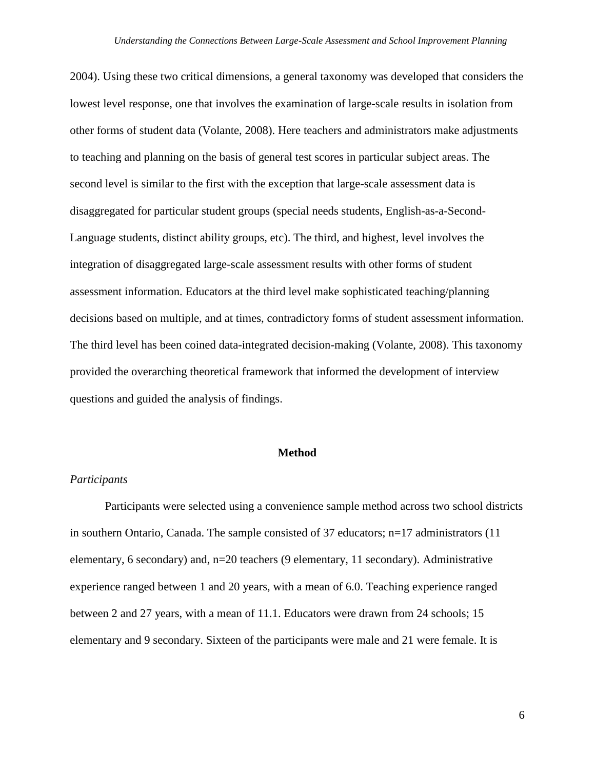2004). Using these two critical dimensions, a general taxonomy was developed that considers the lowest level response, one that involves the examination of large-scale results in isolation from other forms of student data (Volante, 2008). Here teachers and administrators make adjustments to teaching and planning on the basis of general test scores in particular subject areas. The second level is similar to the first with the exception that large-scale assessment data is disaggregated for particular student groups (special needs students, English-as-a-Second-Language students, distinct ability groups, etc). The third, and highest, level involves the integration of disaggregated large-scale assessment results with other forms of student assessment information. Educators at the third level make sophisticated teaching/planning decisions based on multiple, and at times, contradictory forms of student assessment information. The third level has been coined data-integrated decision-making (Volante, 2008). This taxonomy provided the overarching theoretical framework that informed the development of interview questions and guided the analysis of findings.

## Method

### *Participants*

Participants were selected using a convenience sample method across two school districts in southern Ontario, Canada. The sample consisted of 37 educators; n=17 administrators (11 elementary, 6 secondary) and, n=20 teachers (9 elementary, 11 secondary). Administrative experience ranged between 1 and 20 years, with a mean of 6.0. Teaching experience ranged between 2 and 27 years, with a mean of 11.1. Educators were drawn from 24 schools; 15 elementary and 9 secondary. Sixteen of the participants were male and 21 were female. It is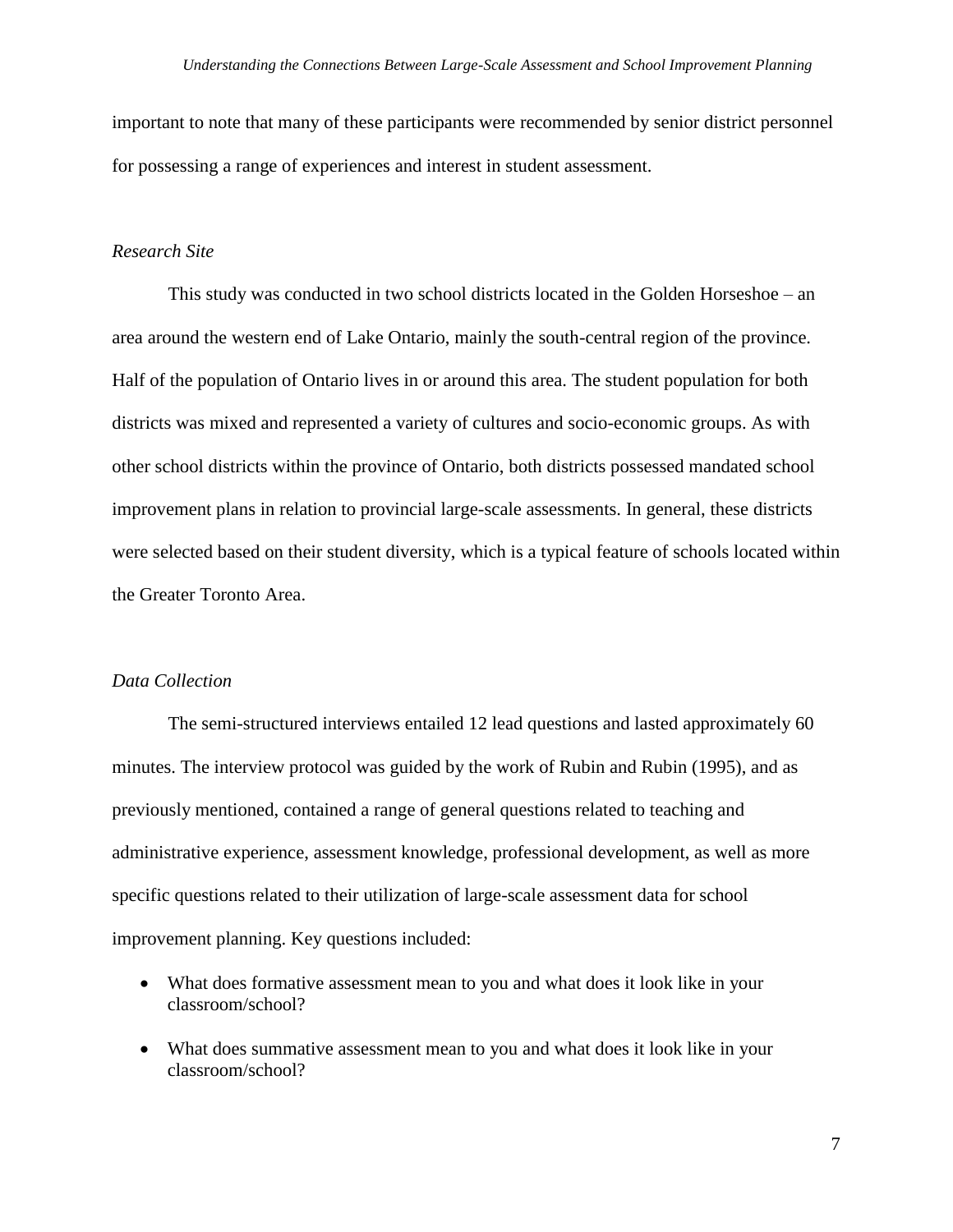important to note that many of these participants were recommended by senior district personnel for possessing a range of experiences and interest in student assessment.

### *Research Site*

This study was conducted in two school districts located in the Golden Horseshoe – an area around the western end of Lake Ontario, mainly the south-central region of the province. Half of the population of Ontario lives in or around this area. The student population for both districts was mixed and represented a variety of cultures and socio-economic groups. As with other school districts within the province of Ontario, both districts possessed mandated school improvement plans in relation to provincial large-scale assessments. In general, these districts were selected based on their student diversity, which is a typical feature of schools located within the Greater Toronto Area.

### *Data Collection*

The semi-structured interviews entailed 12 lead questions and lasted approximately 60 minutes. The interview protocol was guided by the work of Rubin and Rubin (1995), and as previously mentioned, contained a range of general questions related to teaching and administrative experience, assessment knowledge, professional development, as well as more specific questions related to their utilization of large-scale assessment data for school improvement planning. Key questions included:

- What does formative assessment mean to you and what does it look like in your classroom/school?
- What does summative assessment mean to you and what does it look like in your classroom/school?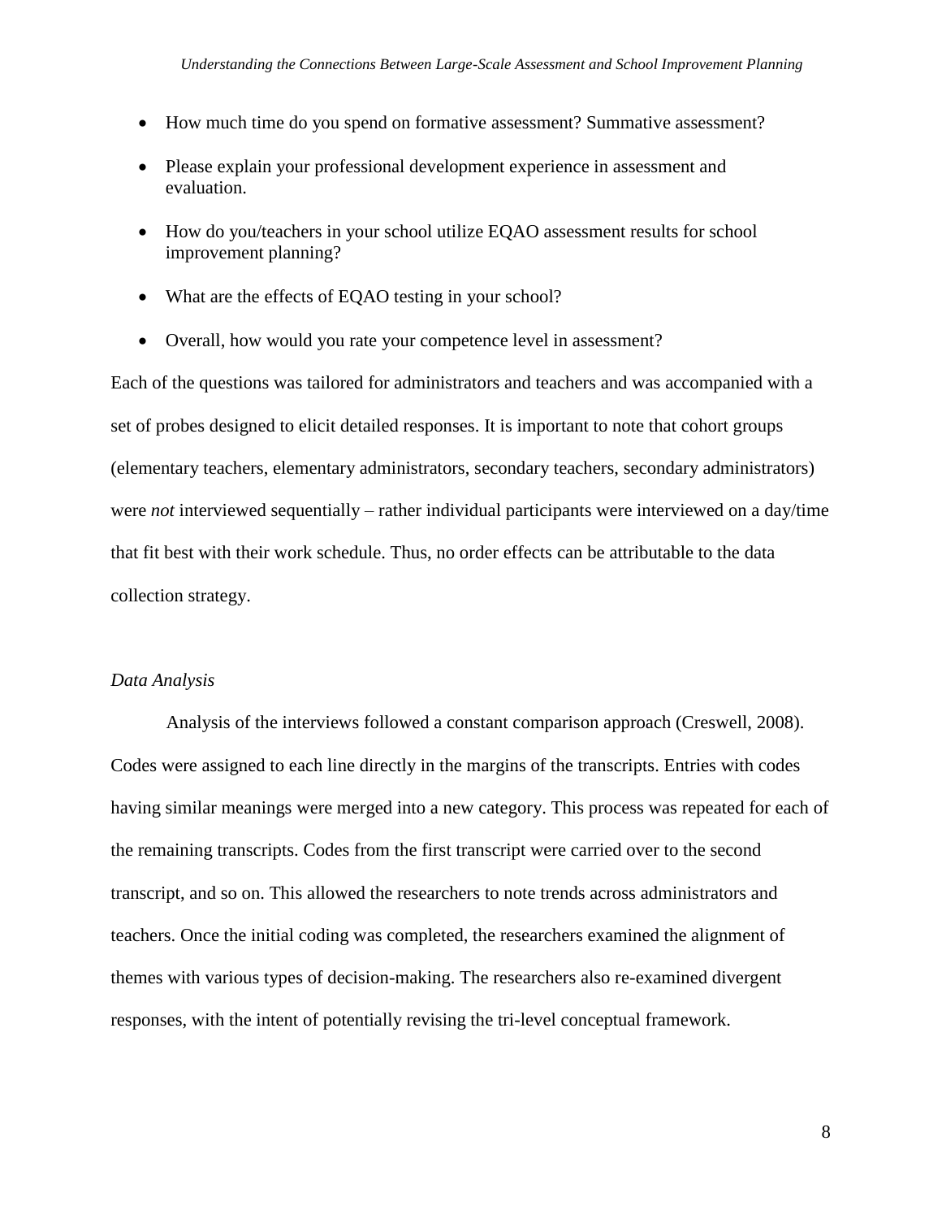- How much time do you spend on formative assessment? Summative assessment?
- Please explain your professional development experience in assessment and evaluation.
- How do you/teachers in your school utilize EQAO assessment results for school improvement planning?
- What are the effects of EQAO testing in your school?
- Overall, how would you rate your competence level in assessment?

Each of the questions was tailored for administrators and teachers and was accompanied with a set of probes designed to elicit detailed responses. It is important to note that cohort groups (elementary teachers, elementary administrators, secondary teachers, secondary administrators) were *not* interviewed sequentially – rather individual participants were interviewed on a day/time that fit best with their work schedule. Thus, no order effects can be attributable to the data collection strategy.

*Data Analysis*

Analysis of the interviews followed a constant comparison approach (Creswell, 2008). Codes were assigned to each line directly in the margins of the transcripts. Entries with codes having similar meanings were merged into a new category. This process was repeated for each of the remaining transcripts. Codes from the first transcript were carried over to the second transcript, and so on. This allowed the researchers to note trends across administrators and teachers. Once the initial coding was completed, the researchers examined the alignment of themes with various types of decision-making. The researchers also re-examined divergent responses, with the intent of potentially revising the tri-level conceptual framework.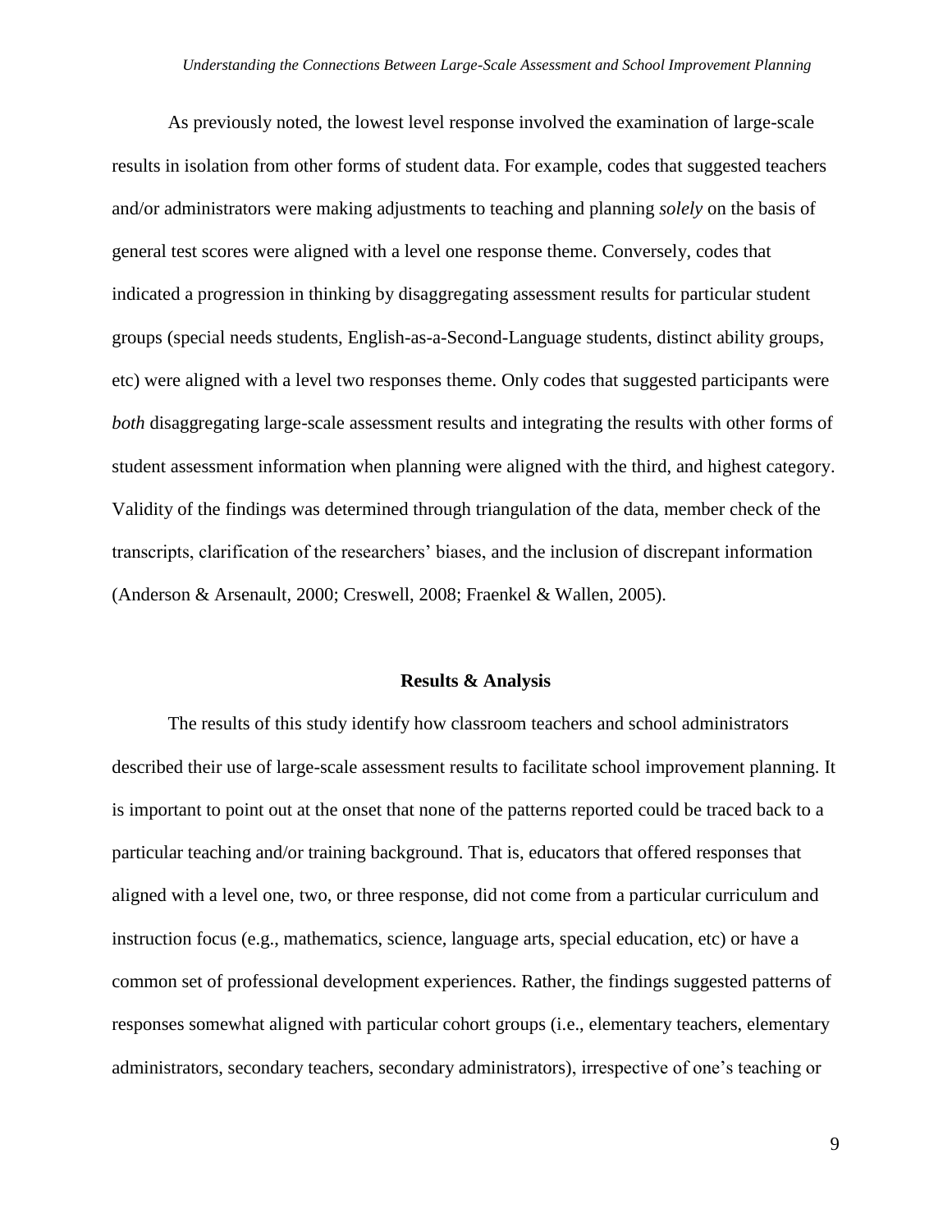As previously noted, the lowest level response involved the examination of large-scale results in isolation from other forms of student data. For example, codes that suggested teachers and/or administrators were making adjustments to teaching and planning *solely* on the basis of general test scores were aligned with a level one response theme. Conversely, codes that indicated a progression in thinking by disaggregating assessment results for particular student groups (special needs students, English-as-a-Second-Language students, distinct ability groups, etc) were aligned with a level two responses theme. Only codes that suggested participants were *both* disaggregating large-scale assessment results and integrating the results with other forms of student assessment information when planning were aligned with the third, and highest category. Validity of the findings was determined through triangulation of the data, member check of the transcripts, clarification of the researchers' biases, and the inclusion of discrepant information (Anderson & Arsenault, 2000; Creswell, 2008; Fraenkel & Wallen, 2005).

## Results & Analysis

The results of this study identify how classroom teachers and school administrators described their use of large-scale assessment results to facilitate school improvement planning. It is important to point out at the onset that none of the patterns reported could be traced back to a particular teaching and/or training background. That is, educators that offered responses that aligned with a level one, two, or three response, did not come from a particular curriculum and instruction focus (e.g., mathematics, science, language arts, special education, etc) or have a common set of professional development experiences. Rather, the findings suggested patterns of responses somewhat aligned with particular cohort groups (i.e., elementary teachers, elementary administrators, secondary teachers, secondary administrators), irrespective of one's teaching or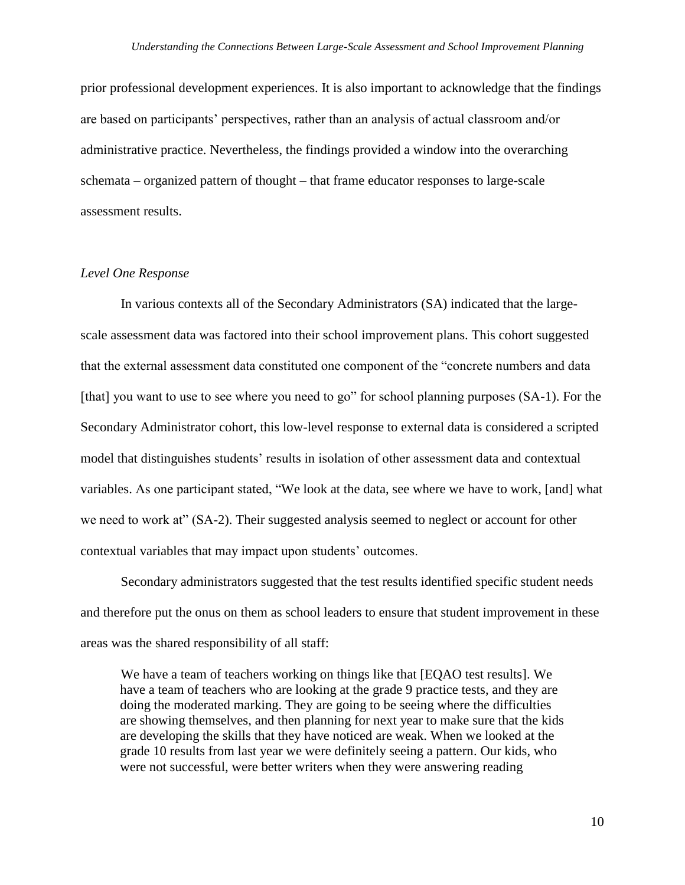prior professional development experiences. It is also important to acknowledge that the findings are based on participants' perspectives, rather than an analysis of actual classroom and/or administrative practice. Nevertheless, the findings provided a window into the overarching schemata – organized pattern of thought – that frame educator responses to large-scale assessment results.

### *Level One Response*

In various contexts all of the Secondary Administrators (SA) indicated that the large-scale assessment data was factored into their school improvement plans. This cohort suggested that the external assessment data constituted one component of the "concrete numbers and data [that] you want to use to see where you need to go" for school planning purposes (SA-1). For the Secondary Administrator cohort, this low-level response to external data is considered a scripted model that distinguishes students' results in isolation of other assessment data and contextual variables. As one participant stated, "We look at the data, see where we have to work, [and] what we need to work at" (SA-2). Their suggested analysis seemed to neglect or account for other contextual variables that may impact upon students' outcomes.

Secondary administrators suggested that the test results identified specific student needs and therefore put the onus on them as school leaders to ensure that student improvement in these areas was the shared responsibility of all staff:

> We have a team of teachers working on things like that [EQAO test results]. We have a team of teachers who are looking at the grade 9 practice tests, and they are doing the moderated marking. They are going to be seeing where the difficulties are showing themselves, and then planning for next year to make sure that the kids are developing the skills that they have noticed are weak. When we looked at the grade 10 results from last year we were definitely seeing a pattern. Our kids, who were not successful, were better writers when they were answering reading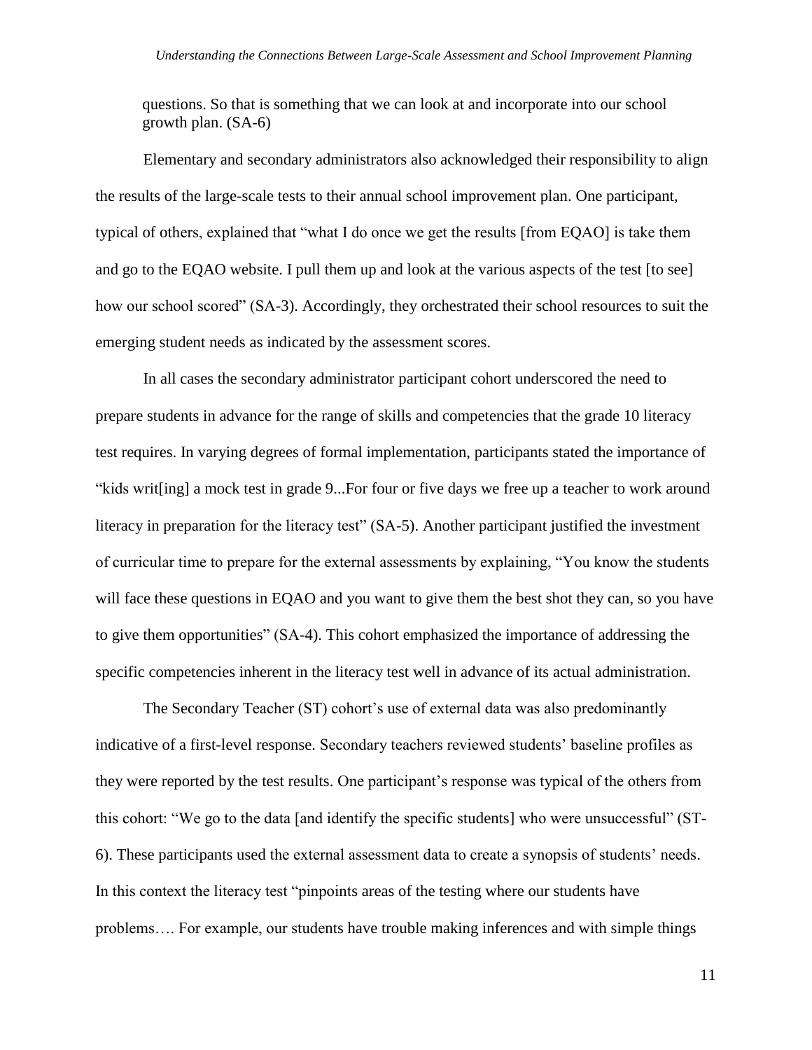> questions. So that is something that we can look at and incorporate into our school growth plan. (SA-6)

Elementary and secondary administrators also acknowledged their responsibility to align the results of the large-scale tests to their annual school improvement plan. One participant, typical of others, explained that "what I do once we get the results [from EQAO] is take them and go to the EQAO website. I pull them up and look at the various aspects of the test [to see] how our school scored" (SA-3). Accordingly, they orchestrated their school resources to suit the emerging student needs as indicated by the assessment scores.

In all cases the secondary administrator participant cohort underscored the need to prepare students in advance for the range of skills and competencies that the grade 10 literacy test requires. In varying degrees of formal implementation, participants stated the importance of "kids writ[ing] a mock test in grade 9...For four or five days we free up a teacher to work around literacy in preparation for the literacy test" (SA-5). Another participant justified the investment of curricular time to prepare for the external assessments by explaining, "You know the students will face these questions in EQAO and you want to give them the best shot they can, so you have to give them opportunities" (SA-4). This cohort emphasized the importance of addressing the specific competencies inherent in the literacy test well in advance of its actual administration.

The Secondary Teacher (ST) cohort's use of external data was also predominantly indicative of a first-level response. Secondary teachers reviewed students' baseline profiles as they were reported by the test results. One participant's response was typical of the others from this cohort: "We go to the data [and identify the specific students] who were unsuccessful" (ST-6). These participants used the external assessment data to create a synopsis of students' needs. In this context the literacy test "pinpoints areas of the testing where our students have problems…. For example, our students have trouble making inferences and with simple things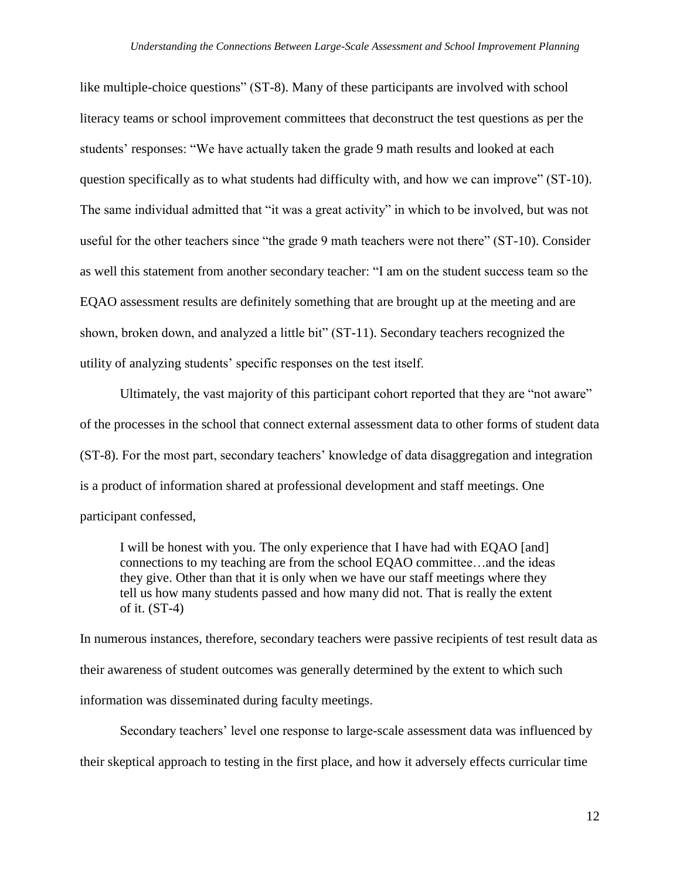like multiple-choice questions" (ST-8). Many of these participants are involved with school literacy teams or school improvement committees that deconstruct the test questions as per the students' responses: "We have actually taken the grade 9 math results and looked at each question specifically as to what students had difficulty with, and how we can improve" (ST-10). The same individual admitted that "it was a great activity" in which to be involved, but was not useful for the other teachers since "the grade 9 math teachers were not there" (ST-10). Consider as well this statement from another secondary teacher: "I am on the student success team so the EQAO assessment results are definitely something that are brought up at the meeting and are shown, broken down, and analyzed a little bit" (ST-11). Secondary teachers recognized the utility of analyzing students' specific responses on the test itself.

Ultimately, the vast majority of this participant cohort reported that they are "not aware" of the processes in the school that connect external assessment data to other forms of student data (ST-8). For the most part, secondary teachers' knowledge of data disaggregation and integration is a product of information shared at professional development and staff meetings. One participant confessed,

> I will be honest with you. The only experience that I have had with EQAO [and] connections to my teaching are from the school EQAO committee…and the ideas they give. Other than that it is only when we have our staff meetings where they tell us how many students passed and how many did not. That is really the extent of it. (ST-4)

In numerous instances, therefore, secondary teachers were passive recipients of test result data as their awareness of student outcomes was generally determined by the extent to which such information was disseminated during faculty meetings.

Secondary teachers' level one response to large-scale assessment data was influenced by their skeptical approach to testing in the first place, and how it adversely effects curricular time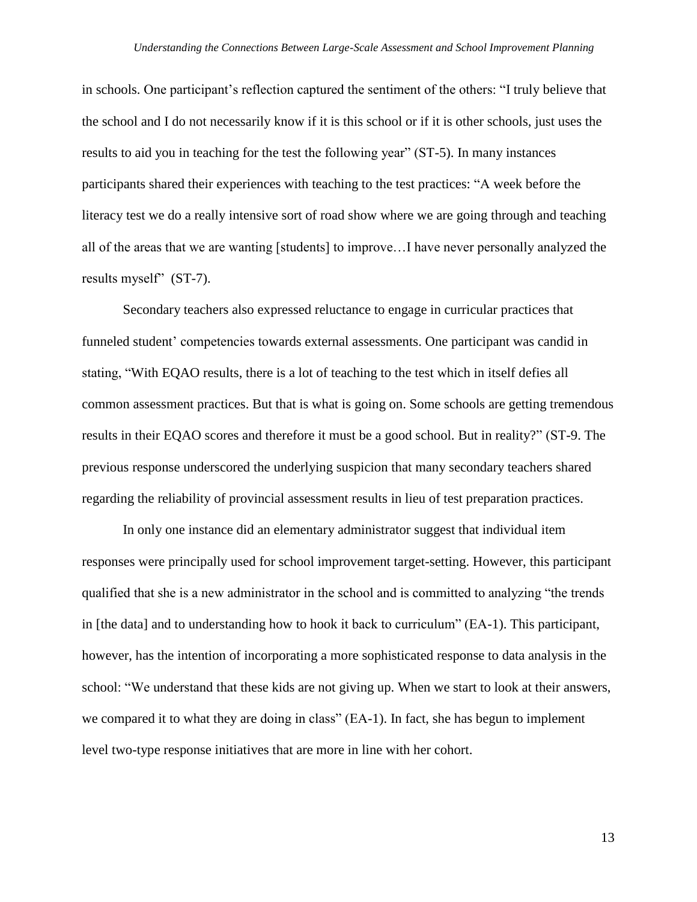in schools. One participant's reflection captured the sentiment of the others: "I truly believe that the school and I do not necessarily know if it is this school or if it is other schools, just uses the results to aid you in teaching for the test the following year" (ST-5). In many instances participants shared their experiences with teaching to the test practices: "A week before the literacy test we do a really intensive sort of road show where we are going through and teaching all of the areas that we are wanting [students] to improve…I have never personally analyzed the results myself" (ST-7).

Secondary teachers also expressed reluctance to engage in curricular practices that funneled student' competencies towards external assessments. One participant was candid in stating, "With EQAO results, there is a lot of teaching to the test which in itself defies all common assessment practices. But that is what is going on. Some schools are getting tremendous results in their EQAO scores and therefore it must be a good school. But in reality?" (ST-9. The previous response underscored the underlying suspicion that many secondary teachers shared regarding the reliability of provincial assessment results in lieu of test preparation practices.

In only one instance did an elementary administrator suggest that individual item responses were principally used for school improvement target-setting. However, this participant qualified that she is a new administrator in the school and is committed to analyzing "the trends in [the data] and to understanding how to hook it back to curriculum" (EA-1). This participant, however, has the intention of incorporating a more sophisticated response to data analysis in the school: "We understand that these kids are not giving up. When we start to look at their answers, we compared it to what they are doing in class" (EA-1). In fact, she has begun to implement level two-type response initiatives that are more in line with her cohort.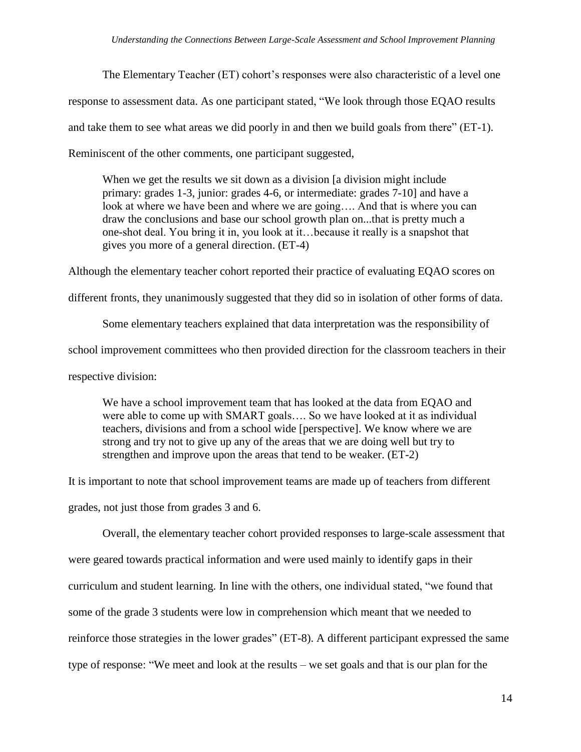The Elementary Teacher (ET) cohort's responses were also characteristic of a level one response to assessment data. As one participant stated, "We look through those EQAO results and take them to see what areas we did poorly in and then we build goals from there" (ET-1). Reminiscent of the other comments, one participant suggested,

> When we get the results we sit down as a division [a division might include primary: grades 1-3, junior: grades 4-6, or intermediate: grades 7-10] and have a look at where we have been and where we are going…. And that is where you can draw the conclusions and base our school growth plan on...that is pretty much a one-shot deal. You bring it in, you look at it…because it really is a snapshot that gives you more of a general direction. (ET-4)

Although the elementary teacher cohort reported their practice of evaluating EQAO scores on different fronts, they unanimously suggested that they did so in isolation of other forms of data.

Some elementary teachers explained that data interpretation was the responsibility of school improvement committees who then provided direction for the classroom teachers in their respective division:

> We have a school improvement team that has looked at the data from EQAO and were able to come up with SMART goals…. So we have looked at it as individual teachers, divisions and from a school wide [perspective]. We know where we are strong and try not to give up any of the areas that we are doing well but try to strengthen and improve upon the areas that tend to be weaker. (ET-2)

It is important to note that school improvement teams are made up of teachers from different grades, not just those from grades 3 and 6.

Overall, the elementary teacher cohort provided responses to large-scale assessment that were geared towards practical information and were used mainly to identify gaps in their curriculum and student learning. In line with the others, one individual stated, "we found that some of the grade 3 students were low in comprehension which meant that we needed to reinforce those strategies in the lower grades" (ET-8). A different participant expressed the same type of response: "We meet and look at the results – we set goals and that is our plan for the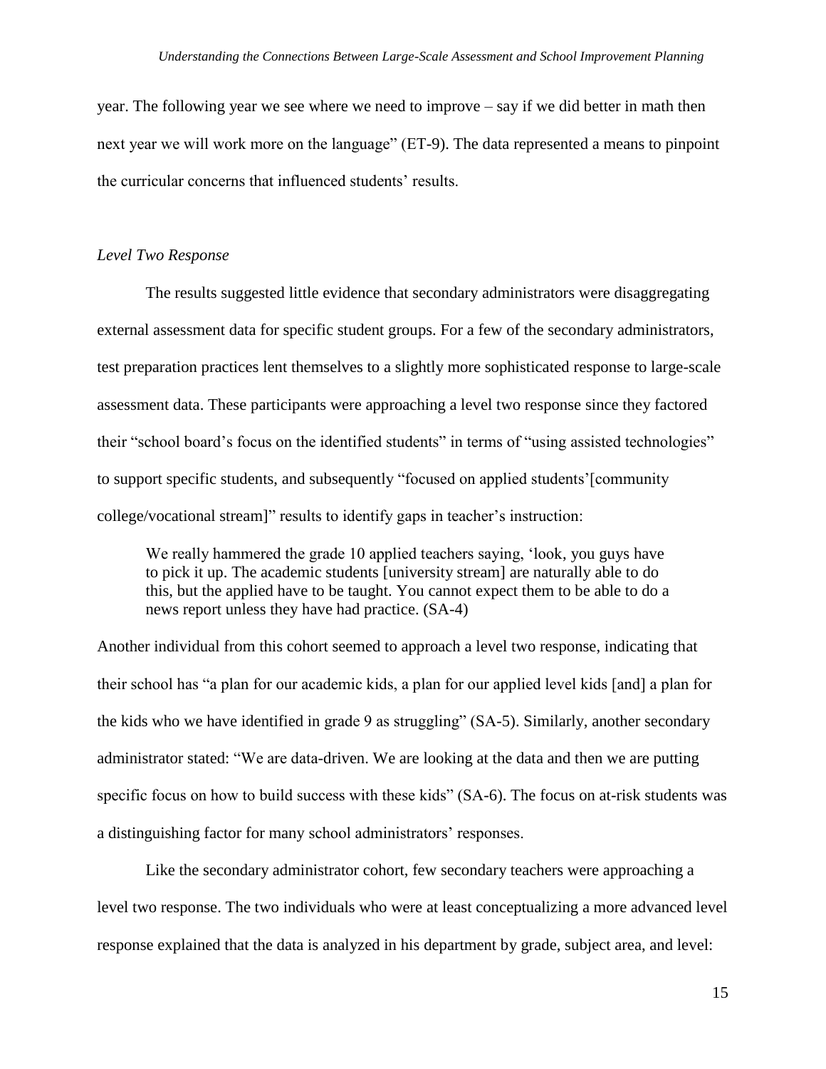year. The following year we see where we need to improve – say if we did better in math then next year we will work more on the language" (ET-9). The data represented a means to pinpoint the curricular concerns that influenced students' results.

*Level Two Response*

The results suggested little evidence that secondary administrators were disaggregating external assessment data for specific student groups. For a few of the secondary administrators, test preparation practices lent themselves to a slightly more sophisticated response to large-scale assessment data. These participants were approaching a level two response since they factored their "school board's focus on the identified students" in terms of "using assisted technologies" to support specific students, and subsequently "focused on applied students'[community college/vocational stream]" results to identify gaps in teacher's instruction:

> We really hammered the grade 10 applied teachers saying, 'look, you guys have to pick it up. The academic students [university stream] are naturally able to do this, but the applied have to be taught. You cannot expect them to be able to do a news report unless they have had practice. (SA-4)

Another individual from this cohort seemed to approach a level two response, indicating that their school has "a plan for our academic kids, a plan for our applied level kids [and] a plan for the kids who we have identified in grade 9 as struggling" (SA-5). Similarly, another secondary administrator stated: "We are data-driven. We are looking at the data and then we are putting specific focus on how to build success with these kids" (SA-6). The focus on at-risk students was a distinguishing factor for many school administrators' responses.

Like the secondary administrator cohort, few secondary teachers were approaching a level two response. The two individuals who were at least conceptualizing a more advanced level response explained that the data is analyzed in his department by grade, subject area, and level: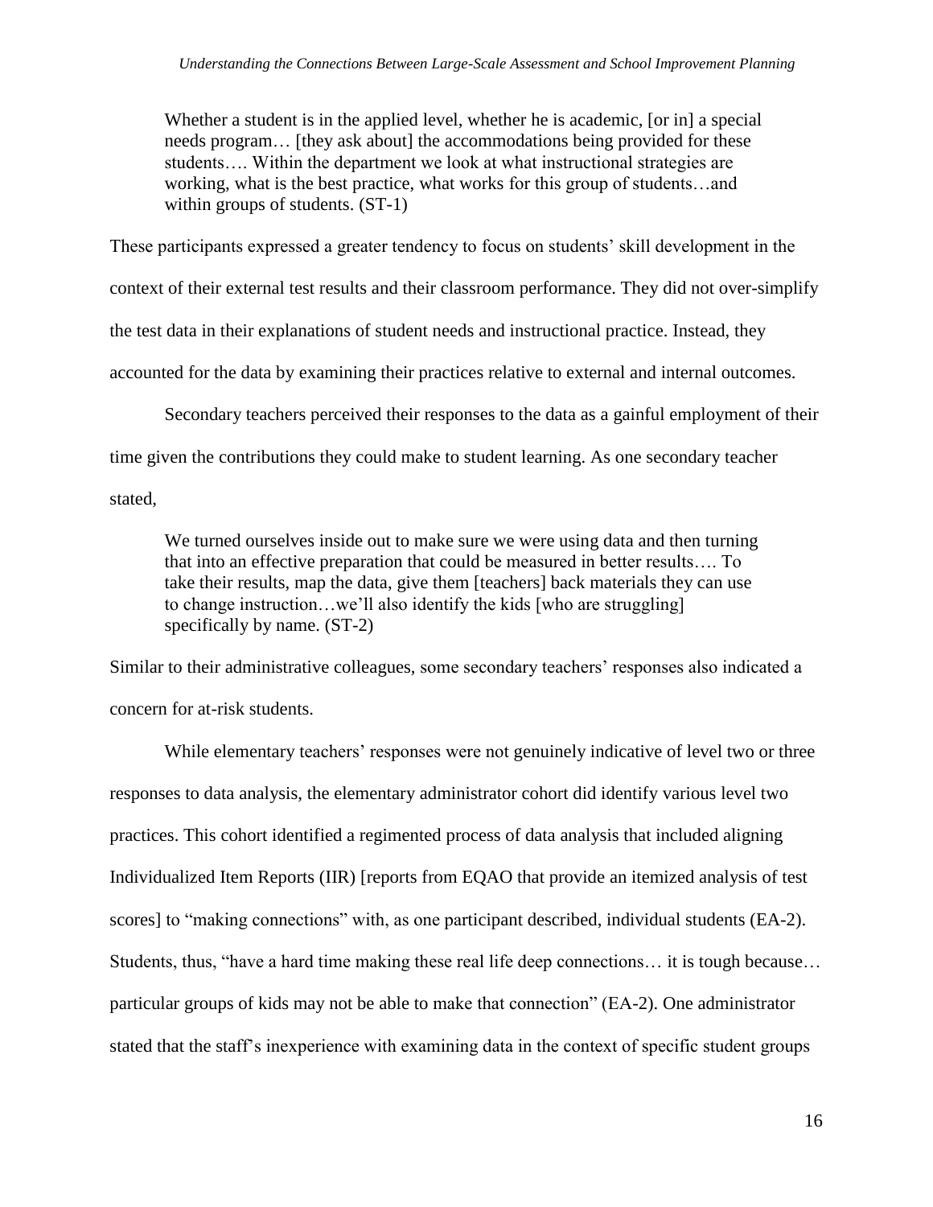> Whether a student is in the applied level, whether he is academic, [or in] a special needs program… [they ask about] the accommodations being provided for these students…. Within the department we look at what instructional strategies are working, what is the best practice, what works for this group of students…and within groups of students. (ST-1)

These participants expressed a greater tendency to focus on students' skill development in the context of their external test results and their classroom performance. They did not over-simplify the test data in their explanations of student needs and instructional practice. Instead, they accounted for the data by examining their practices relative to external and internal outcomes.

Secondary teachers perceived their responses to the data as a gainful employment of their time given the contributions they could make to student learning. As one secondary teacher stated,

> We turned ourselves inside out to make sure we were using data and then turning that into an effective preparation that could be measured in better results…. To take their results, map the data, give them [teachers] back materials they can use to change instruction…we'll also identify the kids [who are struggling] specifically by name. (ST-2)

Similar to their administrative colleagues, some secondary teachers' responses also indicated a concern for at-risk students.

While elementary teachers' responses were not genuinely indicative of level two or three responses to data analysis, the elementary administrator cohort did identify various level two practices. This cohort identified a regimented process of data analysis that included aligning Individualized Item Reports (IIR) [reports from EQAO that provide an itemized analysis of test scores] to "making connections" with, as one participant described, individual students (EA-2). Students, thus, "have a hard time making these real life deep connections… it is tough because… particular groups of kids may not be able to make that connection" (EA-2). One administrator stated that the staff's inexperience with examining data in the context of specific student groups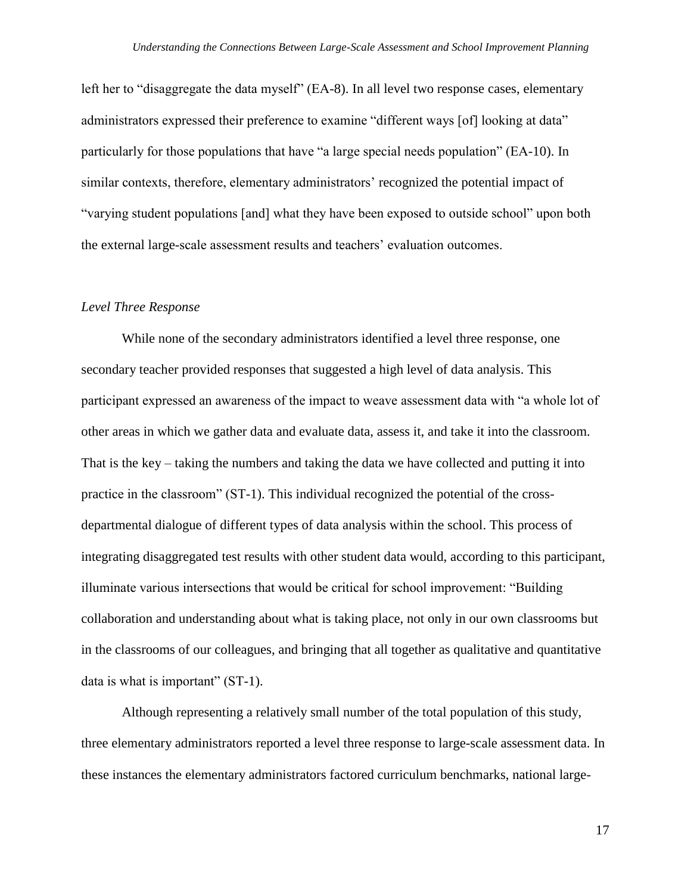left her to "disaggregate the data myself" (EA-8). In all level two response cases, elementary administrators expressed their preference to examine "different ways [of] looking at data" particularly for those populations that have "a large special needs population" (EA-10). In similar contexts, therefore, elementary administrators' recognized the potential impact of "varying student populations [and] what they have been exposed to outside school" upon both the external large-scale assessment results and teachers' evaluation outcomes.

### *Level Three Response*

While none of the secondary administrators identified a level three response, one secondary teacher provided responses that suggested a high level of data analysis. This participant expressed an awareness of the impact to weave assessment data with "a whole lot of other areas in which we gather data and evaluate data, assess it, and take it into the classroom. That is the key – taking the numbers and taking the data we have collected and putting it into practice in the classroom" (ST-1). This individual recognized the potential of the cross-departmental dialogue of different types of data analysis within the school. This process of integrating disaggregated test results with other student data would, according to this participant, illuminate various intersections that would be critical for school improvement: "Building collaboration and understanding about what is taking place, not only in our own classrooms but in the classrooms of our colleagues, and bringing that all together as qualitative and quantitative data is what is important" (ST-1).

Although representing a relatively small number of the total population of this study, three elementary administrators reported a level three response to large-scale assessment data. In these instances the elementary administrators factored curriculum benchmarks, national large-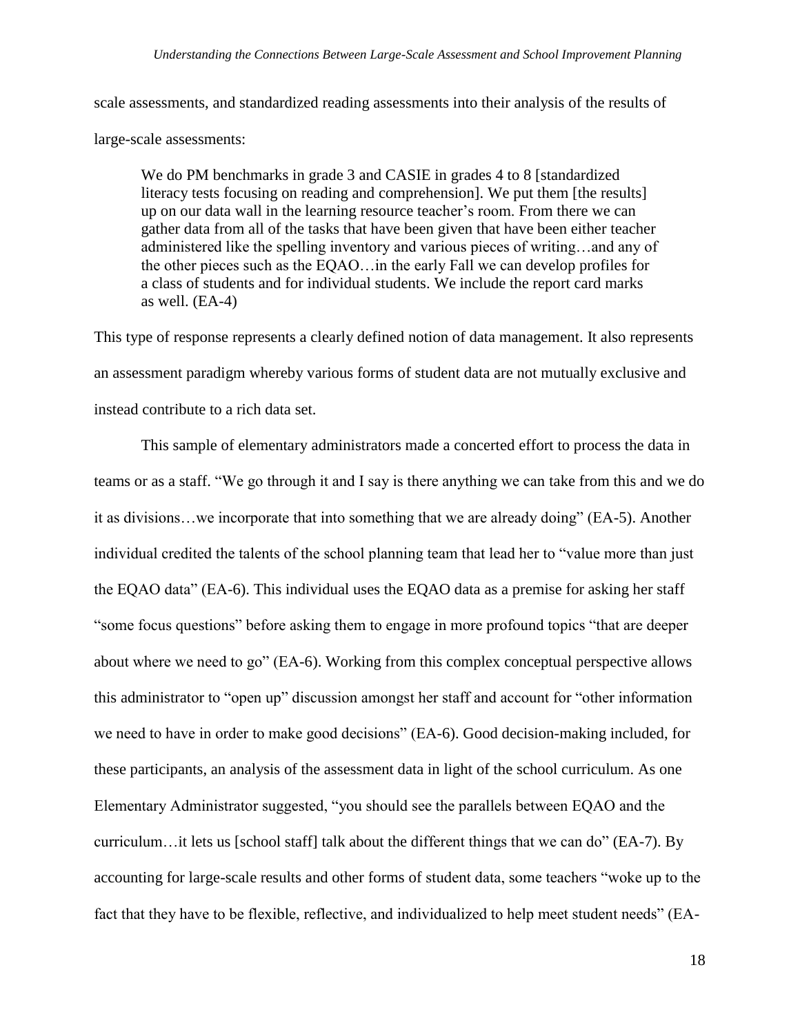scale assessments, and standardized reading assessments into their analysis of the results of large-scale assessments:

> We do PM benchmarks in grade 3 and CASIE in grades 4 to 8 [standardized literacy tests focusing on reading and comprehension]. We put them [the results] up on our data wall in the learning resource teacher's room. From there we can gather data from all of the tasks that have been given that have been either teacher administered like the spelling inventory and various pieces of writing…and any of the other pieces such as the EQAO…in the early Fall we can develop profiles for a class of students and for individual students. We include the report card marks as well. (EA-4)

This type of response represents a clearly defined notion of data management. It also represents an assessment paradigm whereby various forms of student data are not mutually exclusive and instead contribute to a rich data set.

This sample of elementary administrators made a concerted effort to process the data in teams or as a staff. "We go through it and I say is there anything we can take from this and we do it as divisions…we incorporate that into something that we are already doing" (EA-5). Another individual credited the talents of the school planning team that lead her to "value more than just the EQAO data" (EA-6). This individual uses the EQAO data as a premise for asking her staff "some focus questions" before asking them to engage in more profound topics "that are deeper about where we need to go" (EA-6). Working from this complex conceptual perspective allows this administrator to "open up" discussion amongst her staff and account for "other information we need to have in order to make good decisions" (EA-6). Good decision-making included, for these participants, an analysis of the assessment data in light of the school curriculum. As one Elementary Administrator suggested, "you should see the parallels between EQAO and the curriculum…it lets us [school staff] talk about the different things that we can do" (EA-7). By accounting for large-scale results and other forms of student data, some teachers "woke up to the fact that they have to be flexible, reflective, and individualized to help meet student needs" (EA-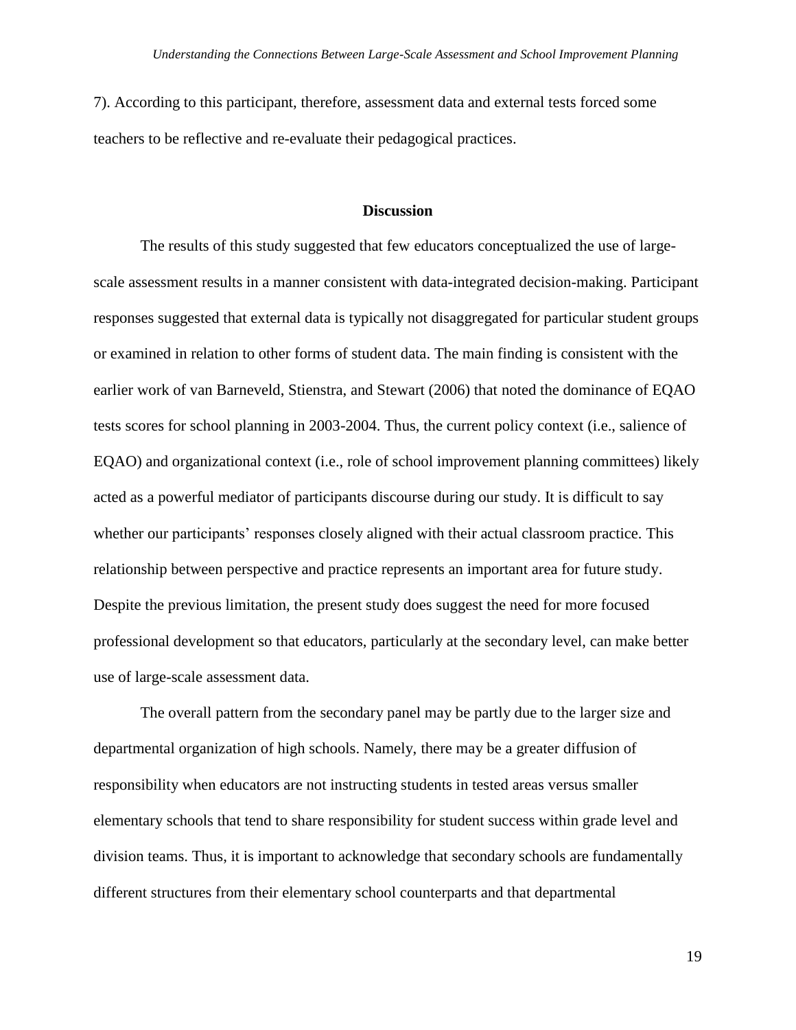7). According to this participant, therefore, assessment data and external tests forced some teachers to be reflective and re-evaluate their pedagogical practices.

## Discussion

The results of this study suggested that few educators conceptualized the use of large-scale assessment results in a manner consistent with data-integrated decision-making. Participant responses suggested that external data is typically not disaggregated for particular student groups or examined in relation to other forms of student data. The main finding is consistent with the earlier work of van Barneveld, Stienstra, and Stewart (2006) that noted the dominance of EQAO tests scores for school planning in 2003-2004. Thus, the current policy context (i.e., salience of EQAO) and organizational context (i.e., role of school improvement planning committees) likely acted as a powerful mediator of participants discourse during our study. It is difficult to say whether our participants' responses closely aligned with their actual classroom practice. This relationship between perspective and practice represents an important area for future study. Despite the previous limitation, the present study does suggest the need for more focused professional development so that educators, particularly at the secondary level, can make better use of large-scale assessment data.

The overall pattern from the secondary panel may be partly due to the larger size and departmental organization of high schools. Namely, there may be a greater diffusion of responsibility when educators are not instructing students in tested areas versus smaller elementary schools that tend to share responsibility for student success within grade level and division teams. Thus, it is important to acknowledge that secondary schools are fundamentally different structures from their elementary school counterparts and that departmental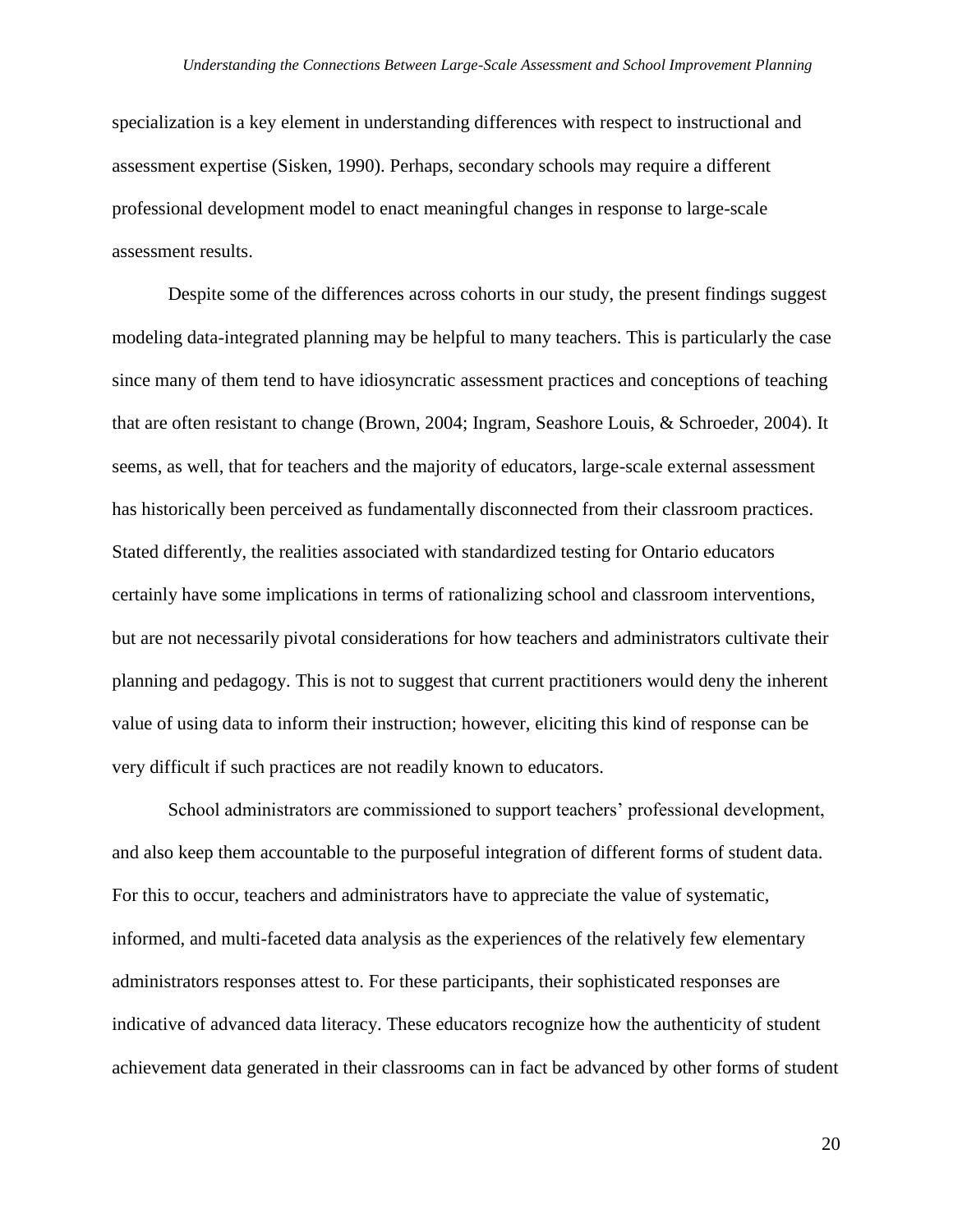specialization is a key element in understanding differences with respect to instructional and assessment expertise (Sisken, 1990). Perhaps, secondary schools may require a different professional development model to enact meaningful changes in response to large-scale assessment results.

Despite some of the differences across cohorts in our study, the present findings suggest modeling data-integrated planning may be helpful to many teachers. This is particularly the case since many of them tend to have idiosyncratic assessment practices and conceptions of teaching that are often resistant to change (Brown, 2004; Ingram, Seashore Louis, & Schroeder, 2004). It seems, as well, that for teachers and the majority of educators, large-scale external assessment has historically been perceived as fundamentally disconnected from their classroom practices. Stated differently, the realities associated with standardized testing for Ontario educators certainly have some implications in terms of rationalizing school and classroom interventions, but are not necessarily pivotal considerations for how teachers and administrators cultivate their planning and pedagogy. This is not to suggest that current practitioners would deny the inherent value of using data to inform their instruction; however, eliciting this kind of response can be very difficult if such practices are not readily known to educators.

School administrators are commissioned to support teachers' professional development, and also keep them accountable to the purposeful integration of different forms of student data. For this to occur, teachers and administrators have to appreciate the value of systematic, informed, and multi-faceted data analysis as the experiences of the relatively few elementary administrators responses attest to. For these participants, their sophisticated responses are indicative of advanced data literacy. These educators recognize how the authenticity of student achievement data generated in their classrooms can in fact be advanced by other forms of student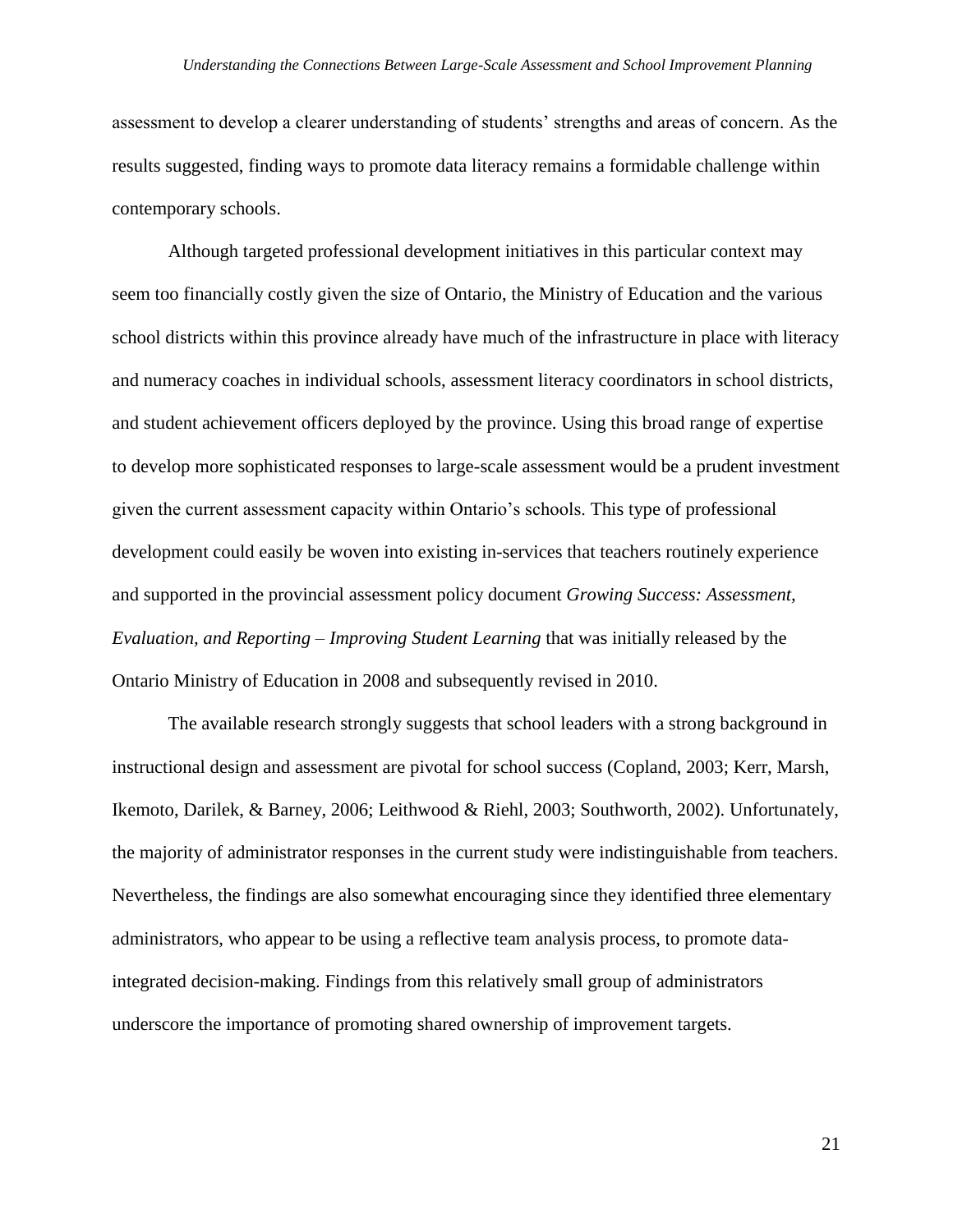assessment to develop a clearer understanding of students' strengths and areas of concern. As the results suggested, finding ways to promote data literacy remains a formidable challenge within contemporary schools.

Although targeted professional development initiatives in this particular context may seem too financially costly given the size of Ontario, the Ministry of Education and the various school districts within this province already have much of the infrastructure in place with literacy and numeracy coaches in individual schools, assessment literacy coordinators in school districts, and student achievement officers deployed by the province. Using this broad range of expertise to develop more sophisticated responses to large-scale assessment would be a prudent investment given the current assessment capacity within Ontario's schools. This type of professional development could easily be woven into existing in-services that teachers routinely experience and supported in the provincial assessment policy document *Growing Success: Assessment, Evaluation, and Reporting – Improving Student Learning* that was initially released by the Ontario Ministry of Education in 2008 and subsequently revised in 2010.

The available research strongly suggests that school leaders with a strong background in instructional design and assessment are pivotal for school success (Copland, 2003; Kerr, Marsh, Ikemoto, Darilek, & Barney, 2006; Leithwood & Riehl, 2003; Southworth, 2002). Unfortunately, the majority of administrator responses in the current study were indistinguishable from teachers. Nevertheless, the findings are also somewhat encouraging since they identified three elementary administrators, who appear to be using a reflective team analysis process, to promote data-integrated decision-making. Findings from this relatively small group of administrators underscore the importance of promoting shared ownership of improvement targets.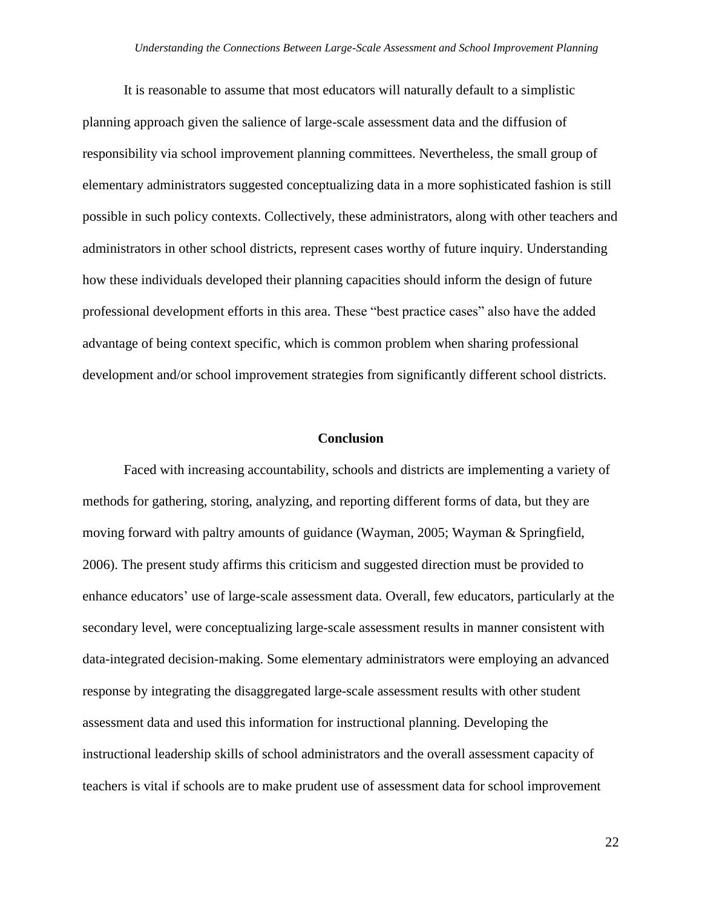It is reasonable to assume that most educators will naturally default to a simplistic planning approach given the salience of large-scale assessment data and the diffusion of responsibility via school improvement planning committees. Nevertheless, the small group of elementary administrators suggested conceptualizing data in a more sophisticated fashion is still possible in such policy contexts. Collectively, these administrators, along with other teachers and administrators in other school districts, represent cases worthy of future inquiry. Understanding how these individuals developed their planning capacities should inform the design of future professional development efforts in this area. These "best practice cases" also have the added advantage of being context specific, which is common problem when sharing professional development and/or school improvement strategies from significantly different school districts.

## Conclusion

Faced with increasing accountability, schools and districts are implementing a variety of methods for gathering, storing, analyzing, and reporting different forms of data, but they are moving forward with paltry amounts of guidance (Wayman, 2005; Wayman & Springfield, 2006). The present study affirms this criticism and suggested direction must be provided to enhance educators' use of large-scale assessment data. Overall, few educators, particularly at the secondary level, were conceptualizing large-scale assessment results in manner consistent with data-integrated decision-making. Some elementary administrators were employing an advanced response by integrating the disaggregated large-scale assessment results with other student assessment data and used this information for instructional planning. Developing the instructional leadership skills of school administrators and the overall assessment capacity of teachers is vital if schools are to make prudent use of assessment data for school improvement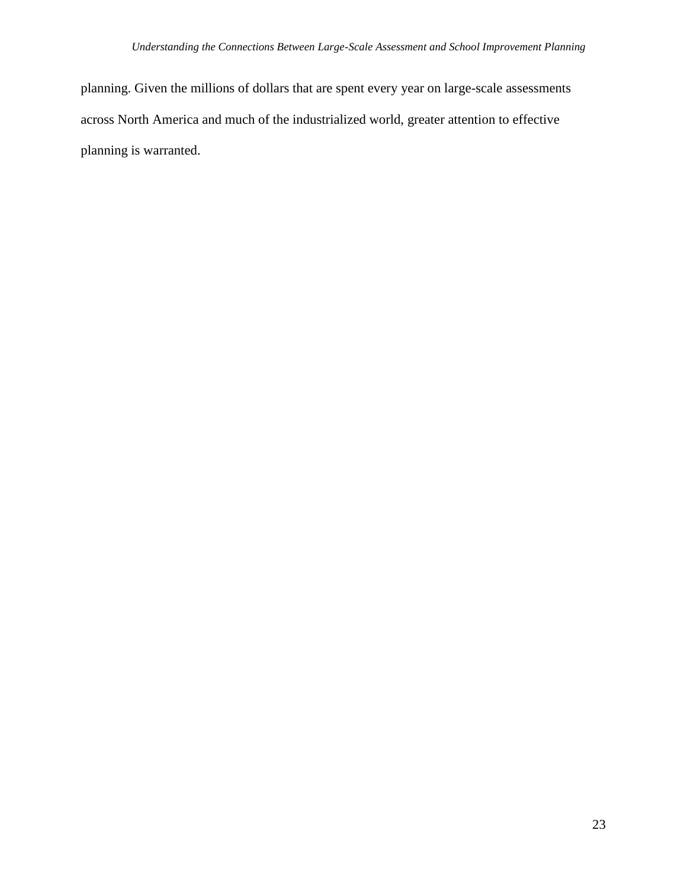planning. Given the millions of dollars that are spent every year on large-scale assessments across North America and much of the industrialized world, greater attention to effective planning is warranted.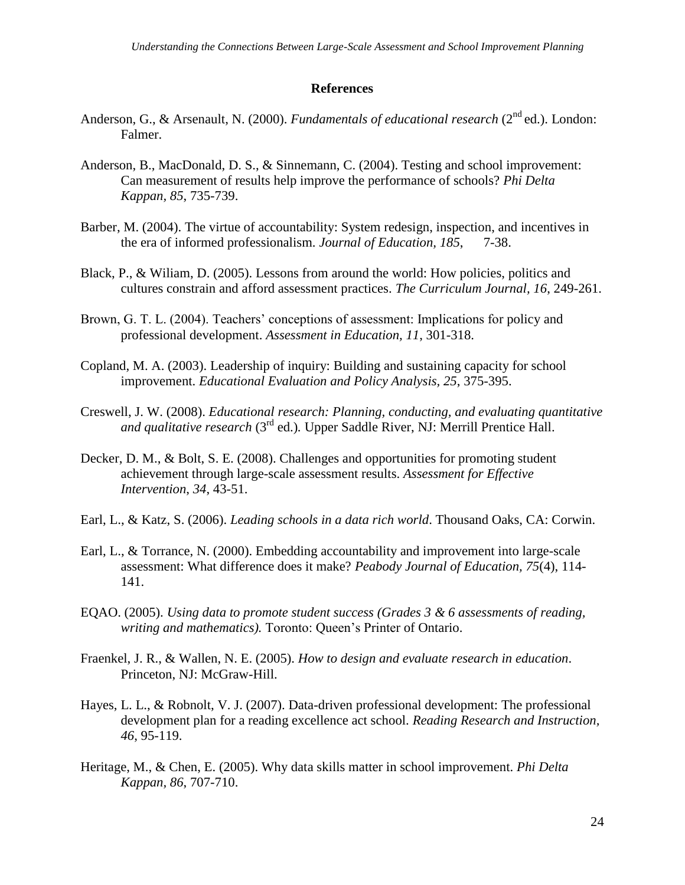## References

Anderson, G., & Arsenault, N. (2000). *Fundamentals of educational research* (2nd ed.). London: Falmer.

Anderson, B., MacDonald, D. S., & Sinnemann, C. (2004). Testing and school improvement: Can measurement of results help improve the performance of schools? *Phi Delta Kappan, 85*, 735-739.

Barber, M. (2004). The virtue of accountability: System redesign, inspection, and incentives in the era of informed professionalism. *Journal of Education, 185*, 7-38.

Black, P., & Wiliam, D. (2005). Lessons from around the world: How policies, politics and cultures constrain and afford assessment practices. *The Curriculum Journal, 16*, 249-261.

Brown, G. T. L. (2004). Teachers' conceptions of assessment: Implications for policy and professional development. *Assessment in Education, 11*, 301-318.

Copland, M. A. (2003). Leadership of inquiry: Building and sustaining capacity for school improvement. *Educational Evaluation and Policy Analysis, 25*, 375-395.

Creswell, J. W. (2008). *Educational research: Planning, conducting, and evaluating quantitative and qualitative research* (3rd ed.). Upper Saddle River, NJ: Merrill Prentice Hall.

Decker, D. M., & Bolt, S. E. (2008). Challenges and opportunities for promoting student achievement through large-scale assessment results. *Assessment for Effective Intervention*, *34*, 43-51.

Earl, L., & Katz, S. (2006). *Leading schools in a data rich world*. Thousand Oaks, CA: Corwin.

Earl, L., & Torrance, N. (2000). Embedding accountability and improvement into large-scale assessment: What difference does it make? *Peabody Journal of Education, 75*(4), 114-141.

EQAO. (2005). *Using data to promote student success (Grades 3 & 6 assessments of reading, writing and mathematics).* Toronto: Queen's Printer of Ontario.

Fraenkel, J. R., & Wallen, N. E. (2005). *How to design and evaluate research in education*. Princeton, NJ: McGraw-Hill.

Hayes, L. L., & Robnolt, V. J. (2007). Data-driven professional development: The professional development plan for a reading excellence act school. *Reading Research and Instruction, 46*, 95-119.

Heritage, M., & Chen, E. (2005). Why data skills matter in school improvement. *Phi Delta Kappan, 86*, 707-710.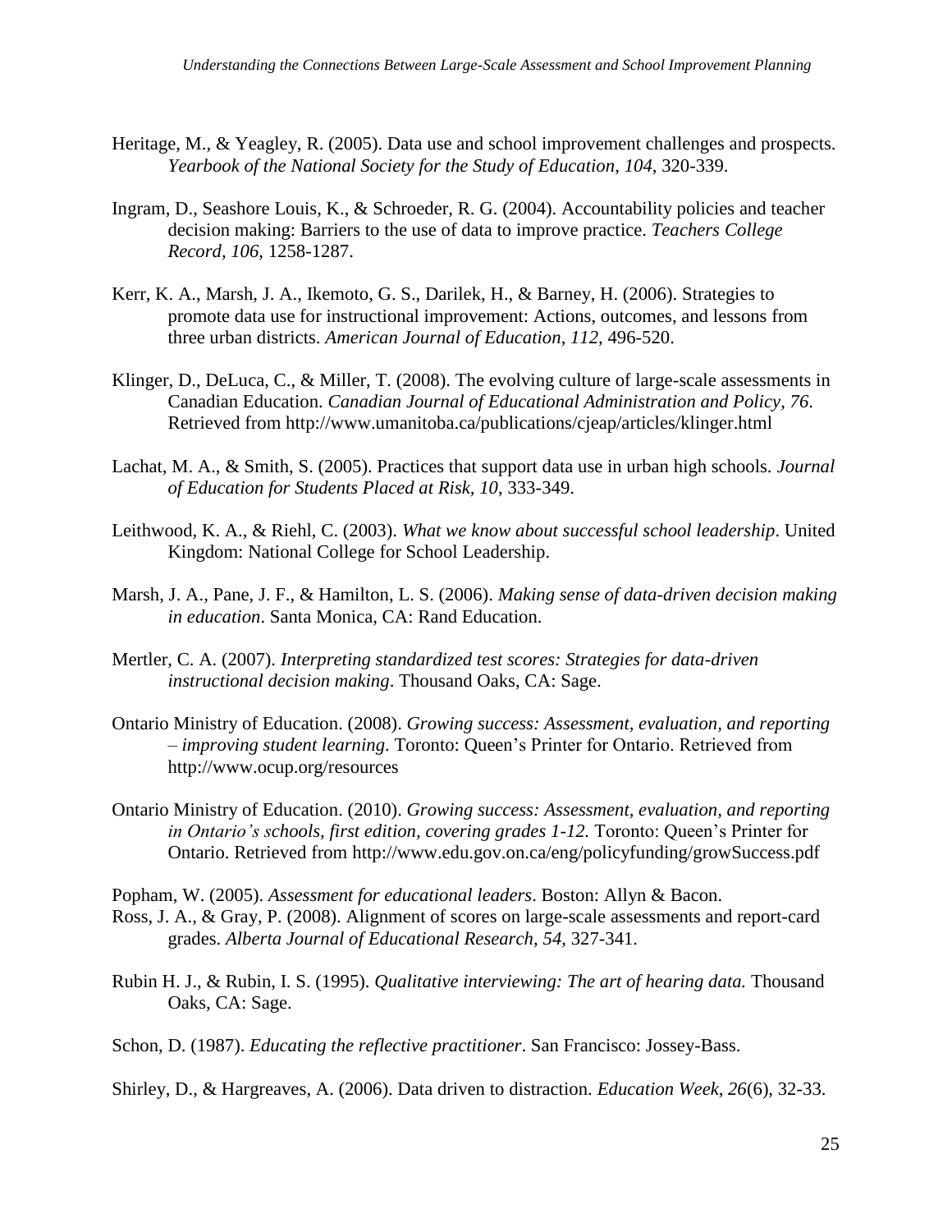Heritage, M., & Yeagley, R. (2005). Data use and school improvement challenges and prospects. *Yearbook of the National Society for the Study of Education, 104*, 320-339.

Ingram, D., Seashore Louis, K., & Schroeder, R. G. (2004). Accountability policies and teacher decision making: Barriers to the use of data to improve practice. *Teachers College Record, 106*, 1258-1287.

Kerr, K. A., Marsh, J. A., Ikemoto, G. S., Darilek, H., & Barney, H. (2006). Strategies to promote data use for instructional improvement: Actions, outcomes, and lessons from three urban districts. *American Journal of Education, 112*, 496-520.

Klinger, D., DeLuca, C., & Miller, T. (2008). The evolving culture of large-scale assessments in Canadian Education. *Canadian Journal of Educational Administration and Policy, 76*. Retrieved from http://www.umanitoba.ca/publications/cjeap/articles/klinger.html

Lachat, M. A., & Smith, S. (2005). Practices that support data use in urban high schools. *Journal of Education for Students Placed at Risk, 10*, 333-349.

Leithwood, K. A., & Riehl, C. (2003). *What we know about successful school leadership*. United Kingdom: National College for School Leadership.

Marsh, J. A., Pane, J. F., & Hamilton, L. S. (2006). *Making sense of data-driven decision making in education*. Santa Monica, CA: Rand Education.

Mertler, C. A. (2007). *Interpreting standardized test scores: Strategies for data-driven instructional decision making*. Thousand Oaks, CA: Sage.

Ontario Ministry of Education. (2008). *Growing success: Assessment, evaluation, and reporting – improving student learning*. Toronto: Queen's Printer for Ontario. Retrieved from http://www.ocup.org/resources

Ontario Ministry of Education. (2010). *Growing success: Assessment, evaluation, and reporting in Ontario's schools, first edition, covering grades 1-12.* Toronto: Queen's Printer for Ontario. Retrieved from http://www.edu.gov.on.ca/eng/policyfunding/growSuccess.pdf

Popham, W. (2005). *Assessment for educational leaders*. Boston: Allyn & Bacon.

Ross, J. A., & Gray, P. (2008). Alignment of scores on large-scale assessments and report-card grades. *Alberta Journal of Educational Research, 54*, 327-341.

Rubin H. J., & Rubin, I. S. (1995). *Qualitative interviewing: The art of hearing data.* Thousand Oaks, CA: Sage.

Schon, D. (1987). *Educating the reflective practitioner*. San Francisco: Jossey-Bass.

Shirley, D., & Hargreaves, A. (2006). Data driven to distraction. *Education Week, 26*(6), 32-33.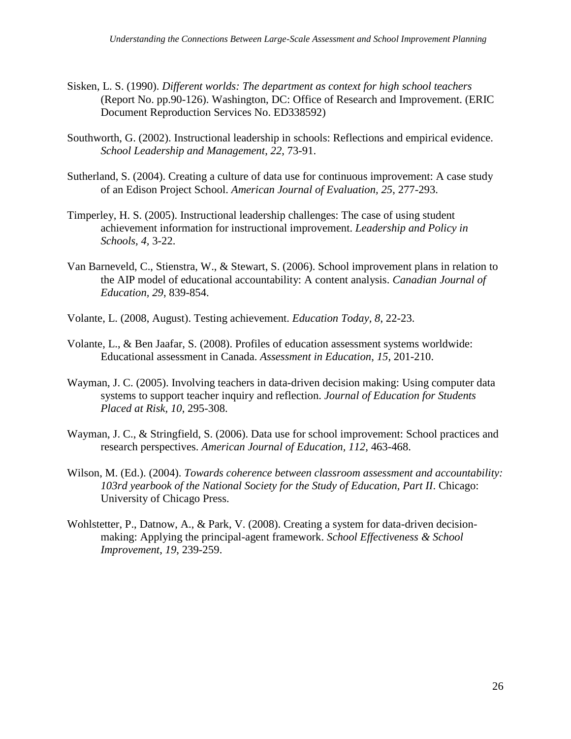Sisken, L. S. (1990). *Different worlds: The department as context for high school teachers* (Report No. pp.90-126). Washington, DC: Office of Research and Improvement. (ERIC Document Reproduction Services No. ED338592)

Southworth, G. (2002). Instructional leadership in schools: Reflections and empirical evidence. *School Leadership and Management*, *22*, 73-91.

Sutherland, S. (2004). Creating a culture of data use for continuous improvement: A case study of an Edison Project School. *American Journal of Evaluation, 25,* 277-293.

Timperley, H. S. (2005). Instructional leadership challenges: The case of using student achievement information for instructional improvement. *Leadership and Policy in Schools, 4,* 3-22.

Van Barneveld, C., Stienstra, W., & Stewart, S. (2006). School improvement plans in relation to the AIP model of educational accountability: A content analysis. *Canadian Journal of Education, 29*, 839-854.

Volante, L. (2008, August). Testing achievement. *Education Today, 8*, 22-23.

Volante, L., & Ben Jaafar, S. (2008). Profiles of education assessment systems worldwide: Educational assessment in Canada. *Assessment in Education*, *15*, 201-210.

Wayman, J. C. (2005). Involving teachers in data-driven decision making: Using computer data systems to support teacher inquiry and reflection. *Journal of Education for Students Placed at Risk*, *10*, 295-308.

Wayman, J. C., & Stringfield, S. (2006). Data use for school improvement: School practices and research perspectives. *American Journal of Education, 112,* 463-468.

Wilson, M. (Ed.). (2004). *Towards coherence between classroom assessment and accountability: 103rd yearbook of the National Society for the Study of Education, Part II*. Chicago: University of Chicago Press.

Wohlstetter, P., Datnow, A., & Park, V. (2008). Creating a system for data-driven decision-making: Applying the principal-agent framework. *School Effectiveness & School Improvement*, *19*, 239-259.